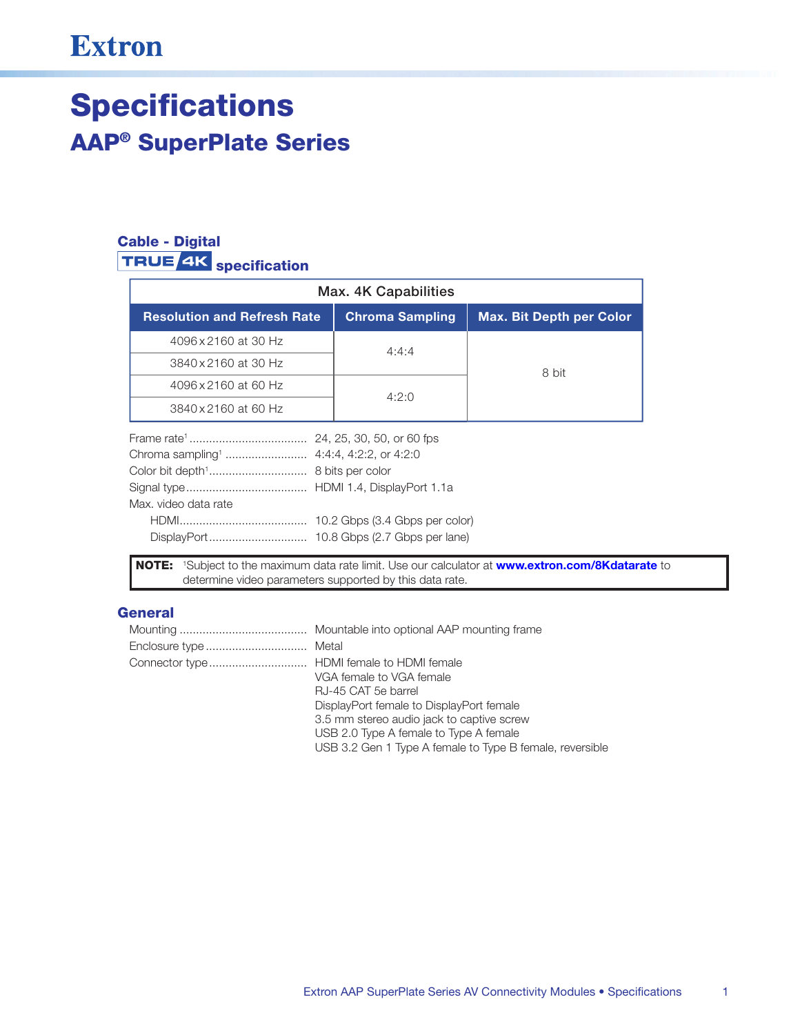Extron

# Specifications

## AAP® SuperPlate Series

### Cable - Digital

TRUE 4K specification

| Max. 4K Capabilities | | |
|---|---|---|
| **Resolution and Refresh Rate** | **Chroma Sampling** | **Max. Bit Depth per Color** |
| 4096 x 2160 at 30 Hz | 4:4:4 | 8 bit |
| 3840 x 2160 at 30 Hz | 4:4:4 | 8 bit |
| 4096 x 2160 at 60 Hz | 4:2:0 | 8 bit |
| 3840 x 2160 at 60 Hz | 4:2:0 | 8 bit |

Frame rate[1] .................................... 24, 25, 30, 50, or 60 fps
Chroma sampling[1] ......................... 4:4:4, 4:2:2, or 4:2:0
Color bit depth[1] ............................. 8 bits per color
Signal type ..................................... HDMI 1.4, DisplayPort 1.1a
Max. video data rate
    HDMI ....................................... 10.2 Gbps (3.4 Gbps per color)
    DisplayPort ............................. 10.8 Gbps (2.7 Gbps per lane)

**NOTE:** [1]Subject to the maximum data rate limit. Use our calculator at **www.extron.com/8Kdatarate** to determine video parameters supported by this data rate.

### General

Mounting ....................................... Mountable into optional AAP mounting frame
Enclosure type ............................... Metal
Connector type .............................. HDMI female to HDMI female
VGA female to VGA female
RJ-45 CAT 5e barrel
DisplayPort female to DisplayPort female
3.5 mm stereo audio jack to captive screw
USB 2.0 Type A female to Type A female
USB 3.2 Gen 1 Type A female to Type B female, reversible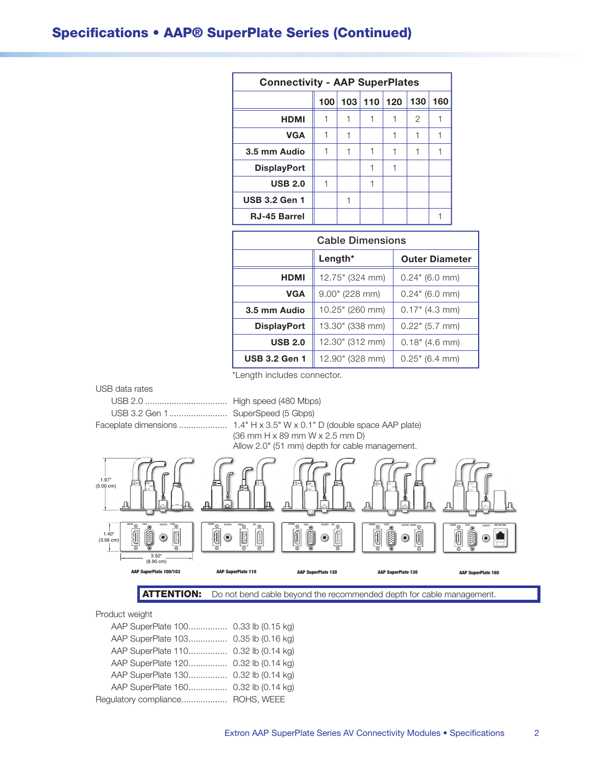## Specifications • AAP® SuperPlate Series (Continued)

| Connectivity - AAP SuperPlates | 100 | 103 | 110 | 120 | 130 | 160 |
|---|---|---|---|---|---|---|
| **HDMI** | 1 | 1 | 1 | 1 | 2 | 1 |
| **VGA** | 1 | 1 | | 1 | 1 | 1 |
| **3.5 mm Audio** | 1 | 1 | 1 | 1 | 1 | 1 |
| **DisplayPort** | | | 1 | 1 | | |
| **USB 2.0** | 1 | | 1 | | | |
| **USB 3.2 Gen 1** | | 1 | | | | |
| **RJ-45 Barrel** | | | | | | 1 |

| Cable Dimensions | Length* | Outer Diameter |
|---|---|---|
| **HDMI** | 12.75" (324 mm) | 0.24" (6.0 mm) |
| **VGA** | 9.00" (228 mm) | 0.24" (6.0 mm) |
| **3.5 mm Audio** | 10.25" (260 mm) | 0.17" (4.3 mm) |
| **DisplayPort** | 13.30" (338 mm) | 0.22" (5.7 mm) |
| **USB 2.0** | 12.30" (312 mm) | 0.18" (4.6 mm) |
| **USB 3.2 Gen 1** | 12.90" (328 mm) | 0.25" (6.4 mm) |

*Length includes connector.

USB data rates
- USB 2.0 .................................. High speed (480 Mbps)
- USB 3.2 Gen 1 ........................ SuperSpeed (5 Gbps)

Faceplate dimensions .................... 1.4" H x 3.5" W x 0.1" D (double space AAP plate) (36 mm H x 89 mm W x 2.5 mm D) Allow 2.0" (51 mm) depth for cable management.

1.97" (5.00 cm)
1.40" (3.56 cm)
3.50" (8.90 cm)

AAP SuperPlate 100/103 AAP SuperPlate 110 AAP SuperPlate 120 AAP SuperPlate 130 AAP SuperPlate 160

**ATTENTION:** Do not bend cable beyond the recommended depth for cable management.

Product weight
- AAP SuperPlate 100................ 0.33 lb (0.15 kg)
- AAP SuperPlate 103................ 0.35 lb (0.16 kg)
- AAP SuperPlate 110................ 0.32 lb (0.14 kg)
- AAP SuperPlate 120................ 0.32 lb (0.14 kg)
- AAP SuperPlate 130................ 0.32 lb (0.14 kg)
- AAP SuperPlate 160................ 0.32 lb (0.14 kg)

Regulatory compliance................... ROHS, WEEE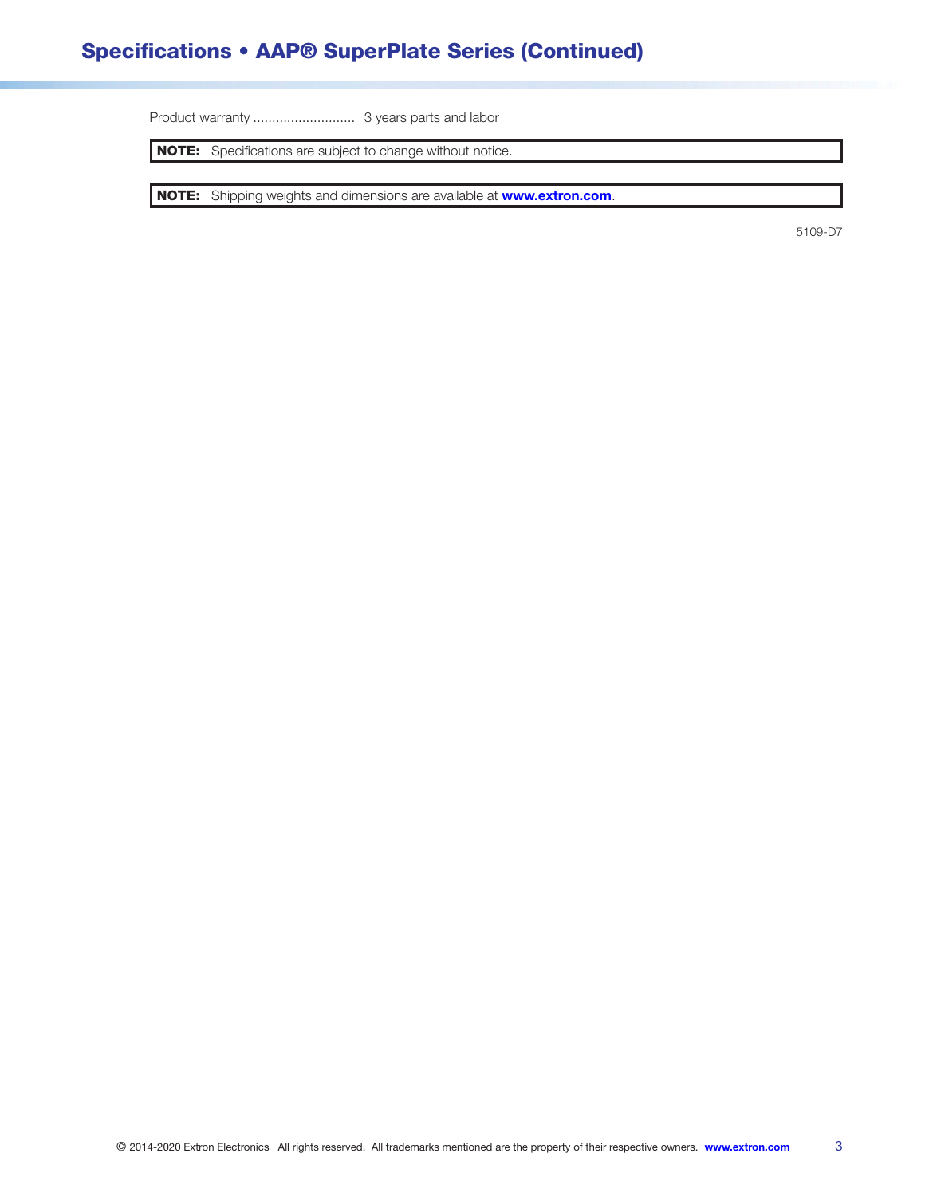## Specifications • AAP® SuperPlate Series (Continued)

Product warranty ........................... 3 years parts and labor

**NOTE:** Specifications are subject to change without notice.

**NOTE:** Shipping weights and dimensions are available at **www.extron.com**.

5109-D7

© 2014-2020 Extron Electronics All rights reserved. All trademarks mentioned are the property of their respective owners. **www.extron.com**